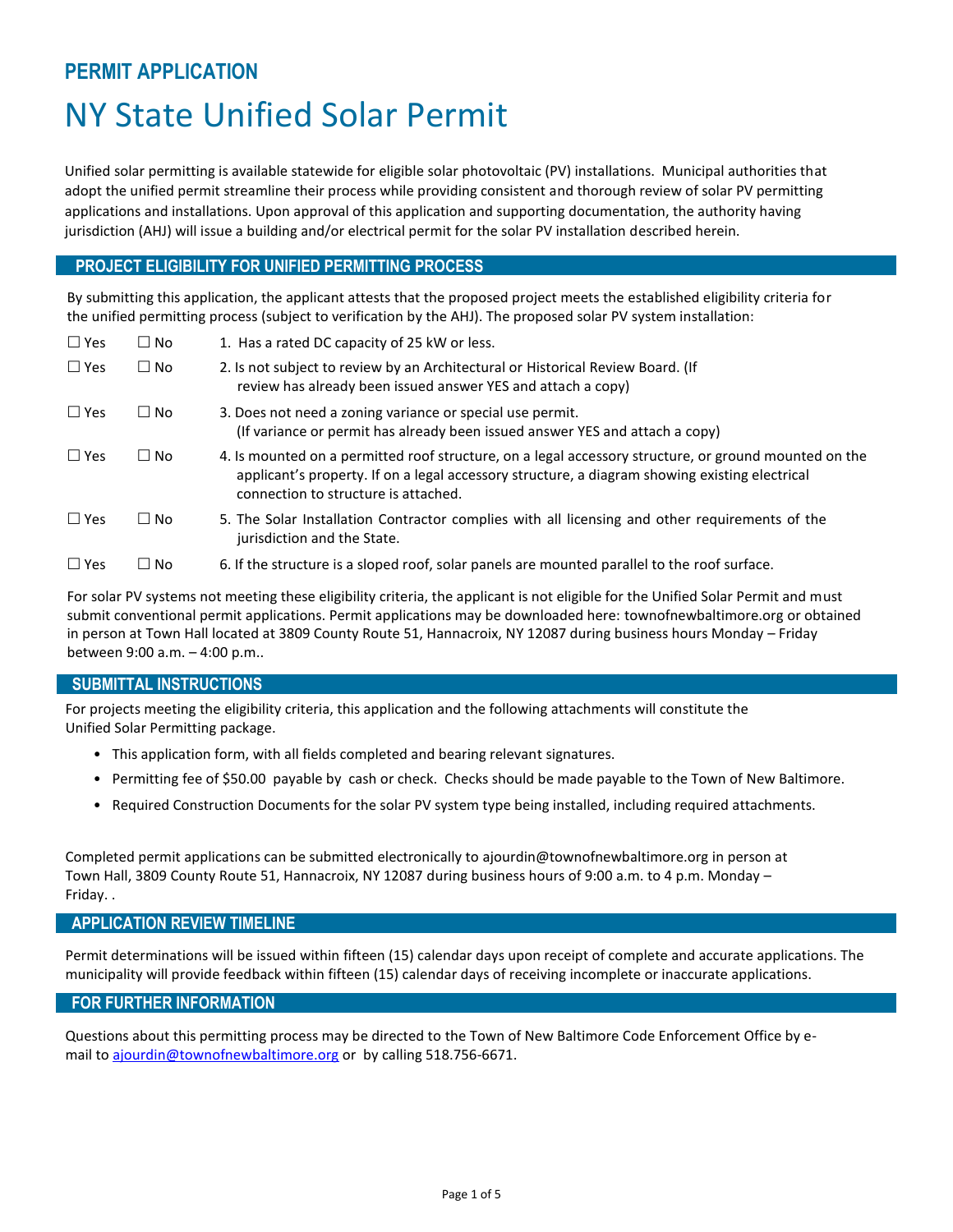## PERMIT APPLICATION

# NY State Unified Solar Permit

Unified solar permitting is available statewide for eligible solar photovoltaic (PV) installations. Municipal authorities that adopt the unified permit streamline their process while providing consistent and thorough review of solar PV permitting applications and installations. Upon approval of this application and supporting documentation, the authority having jurisdiction (AHJ) will issue a building and/or electrical permit for the solar PV installation described herein.

## PROJECT ELIGIBILITY FOR UNIFIED PERMITTING PROCESS

By submitting this application, the applicant attests that the proposed project meets the established eligibility criteria for the unified permitting process (subject to verification by the AHJ). The proposed solar PV system installation:

☐ Yes ☐ No 1. Has a rated DC capacity of 25 kW or less.

☐ Yes ☐ No 2. Is not subject to review by an Architectural or Historical Review Board. (If review has already been issued answer YES and attach a copy)

☐ Yes ☐ No 3. Does not need a zoning variance or special use permit. (If variance or permit has already been issued answer YES and attach a copy)

☐ Yes ☐ No 4. Is mounted on a permitted roof structure, on a legal accessory structure, or ground mounted on the applicant's property. If on a legal accessory structure, a diagram showing existing electrical connection to structure is attached.

☐ Yes ☐ No 5. The Solar Installation Contractor complies with all licensing and other requirements of the jurisdiction and the State.

☐ Yes ☐ No 6. If the structure is a sloped roof, solar panels are mounted parallel to the roof surface.

For solar PV systems not meeting these eligibility criteria, the applicant is not eligible for the Unified Solar Permit and must submit conventional permit applications. Permit applications may be downloaded here: townofnewbaltimore.org or obtained in person at Town Hall located at 3809 County Route 51, Hannacroix, NY 12087 during business hours Monday – Friday between 9:00 a.m. – 4:00 p.m..

## SUBMITTAL INSTRUCTIONS

For projects meeting the eligibility criteria, this application and the following attachments will constitute the Unified Solar Permitting package.

- This application form, with all fields completed and bearing relevant signatures.
- Permitting fee of $50.00 payable by cash or check. Checks should be made payable to the Town of New Baltimore.
- Required Construction Documents for the solar PV system type being installed, including required attachments.

Completed permit applications can be submitted electronically to ajourdin@townofnewbaltimore.org in person at Town Hall, 3809 County Route 51, Hannacroix, NY 12087 during business hours of 9:00 a.m. to 4 p.m. Monday – Friday. .

## APPLICATION REVIEW TIMELINE

Permit determinations will be issued within fifteen (15) calendar days upon receipt of complete and accurate applications. The municipality will provide feedback within fifteen (15) calendar days of receiving incomplete or inaccurate applications.

## FOR FURTHER INFORMATION

Questions about this permitting process may be directed to the Town of New Baltimore Code Enforcement Office by e-mail to ajourdin@townofnewbaltimore.org or by calling 518.756-6671.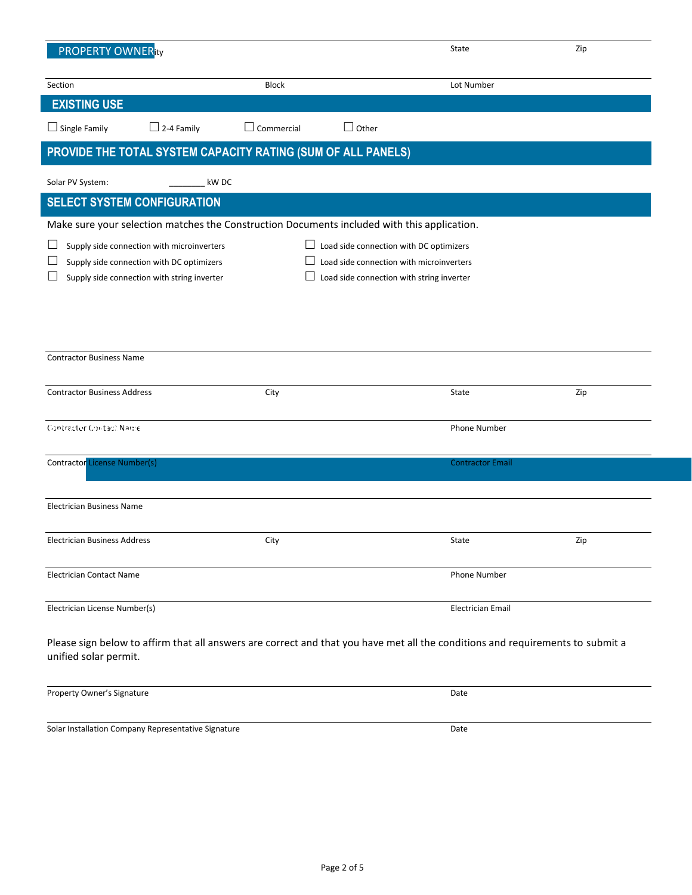## PROPERTY OWNER

City | State | Zip

Section | Block | Lot Number

## EXISTING USE

☐ Single Family ☐ 2-4 Family ☐ Commercial ☐ Other

## PROVIDE THE TOTAL SYSTEM CAPACITY RATING (SUM OF ALL PANELS)

Solar PV System: ________ kW DC

## SELECT SYSTEM CONFIGURATION

Make sure your selection matches the Construction Documents included with this application.

☐ Supply side connection with microinverters
☐ Supply side connection with DC optimizers
☐ Supply side connection with string inverter
☐ Load side connection with DC optimizers
☐ Load side connection with microinverters
☐ Load side connection with string inverter

Contractor Business Name

Contractor Business Address | City | State | Zip

Contractor Contact Name | Phone Number

Contractor License Number(s) | Contractor Email

Electrician Business Name

Electrician Business Address | City | State | Zip

Electrician Contact Name | Phone Number

Electrician License Number(s) | Electrician Email

Please sign below to affirm that all answers are correct and that you have met all the conditions and requirements to submit a unified solar permit.

Property Owner's Signature | Date

Solar Installation Company Representative Signature | Date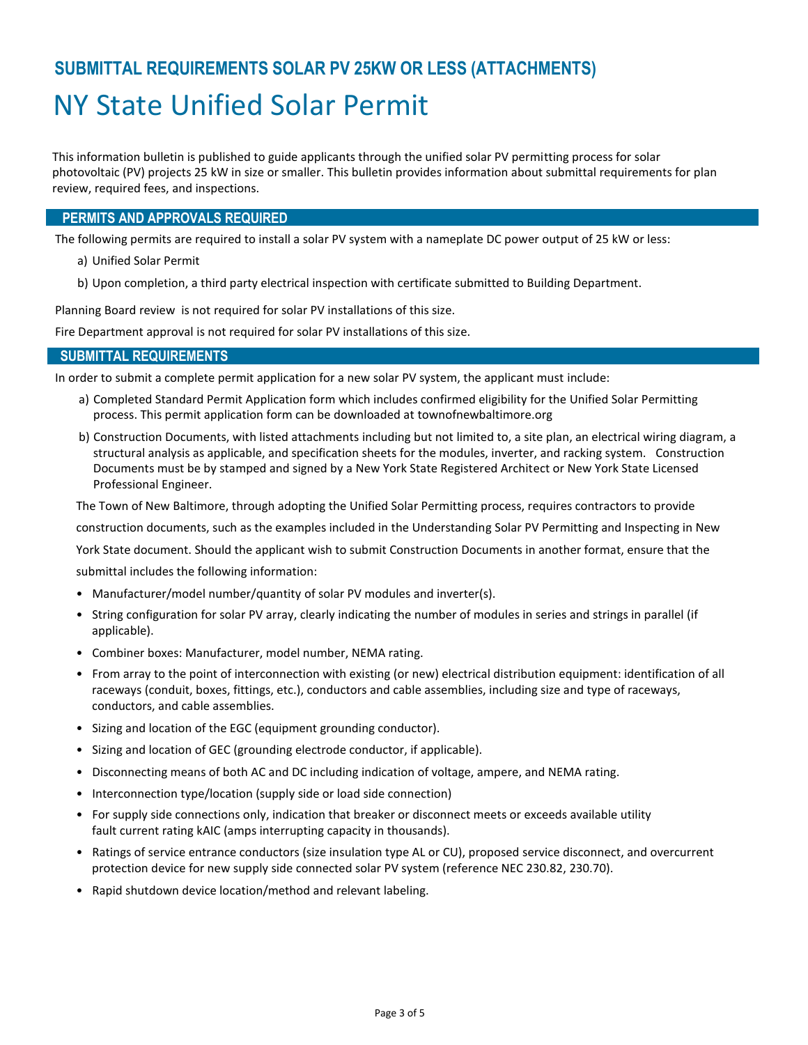## SUBMITTAL REQUIREMENTS SOLAR PV 25KW OR LESS (ATTACHMENTS)

# NY State Unified Solar Permit

This information bulletin is published to guide applicants through the unified solar PV permitting process for solar photovoltaic (PV) projects 25 kW in size or smaller. This bulletin provides information about submittal requirements for plan review, required fees, and inspections.

### PERMITS AND APPROVALS REQUIRED

The following permits are required to install a solar PV system with a nameplate DC power output of 25 kW or less:

a) Unified Solar Permit

b) Upon completion, a third party electrical inspection with certificate submitted to Building Department.

Planning Board review is not required for solar PV installations of this size.

Fire Department approval is not required for solar PV installations of this size.

### SUBMITTAL REQUIREMENTS

In order to submit a complete permit application for a new solar PV system, the applicant must include:

a) Completed Standard Permit Application form which includes confirmed eligibility for the Unified Solar Permitting process. This permit application form can be downloaded at townofnewbaltimore.org

b) Construction Documents, with listed attachments including but not limited to, a site plan, an electrical wiring diagram, a structural analysis as applicable, and specification sheets for the modules, inverter, and racking system. Construction Documents must be by stamped and signed by a New York State Registered Architect or New York State Licensed Professional Engineer.

The Town of New Baltimore, through adopting the Unified Solar Permitting process, requires contractors to provide construction documents, such as the examples included in the Understanding Solar PV Permitting and Inspecting in New York State document. Should the applicant wish to submit Construction Documents in another format, ensure that the submittal includes the following information:

- Manufacturer/model number/quantity of solar PV modules and inverter(s).
- String configuration for solar PV array, clearly indicating the number of modules in series and strings in parallel (if applicable).
- Combiner boxes: Manufacturer, model number, NEMA rating.
- From array to the point of interconnection with existing (or new) electrical distribution equipment: identification of all raceways (conduit, boxes, fittings, etc.), conductors and cable assemblies, including size and type of raceways, conductors, and cable assemblies.
- Sizing and location of the EGC (equipment grounding conductor).
- Sizing and location of GEC (grounding electrode conductor, if applicable).
- Disconnecting means of both AC and DC including indication of voltage, ampere, and NEMA rating.
- Interconnection type/location (supply side or load side connection)
- For supply side connections only, indication that breaker or disconnect meets or exceeds available utility fault current rating kAIC (amps interrupting capacity in thousands).
- Ratings of service entrance conductors (size insulation type AL or CU), proposed service disconnect, and overcurrent protection device for new supply side connected solar PV system (reference NEC 230.82, 230.70).
- Rapid shutdown device location/method and relevant labeling.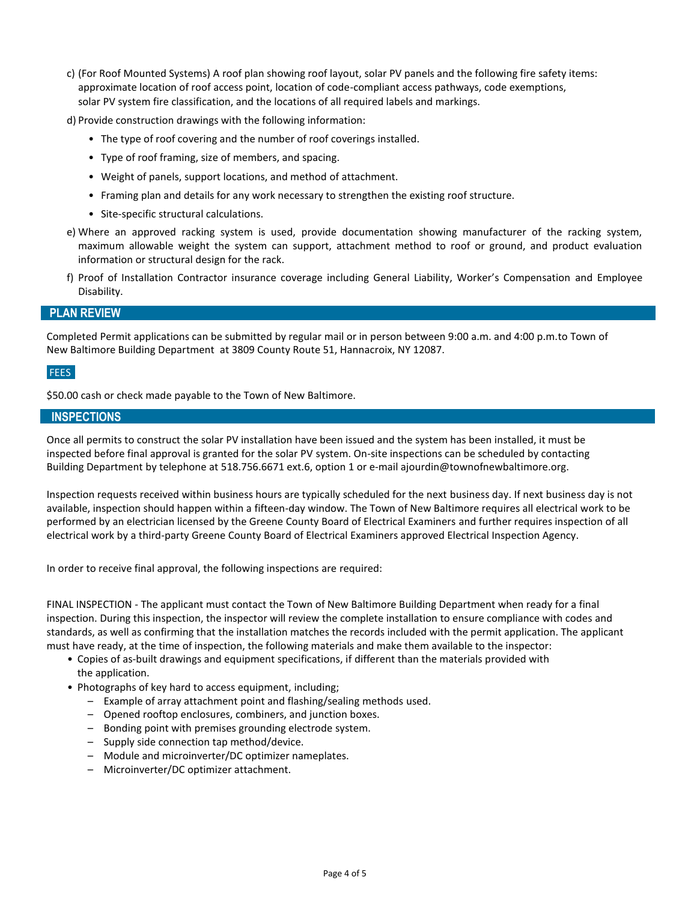c) (For Roof Mounted Systems) A roof plan showing roof layout, solar PV panels and the following fire safety items: approximate location of roof access point, location of code-compliant access pathways, code exemptions, solar PV system fire classification, and the locations of all required labels and markings.

d) Provide construction drawings with the following information:

- The type of roof covering and the number of roof coverings installed.
- Type of roof framing, size of members, and spacing.
- Weight of panels, support locations, and method of attachment.
- Framing plan and details for any work necessary to strengthen the existing roof structure.
- Site-specific structural calculations.

e) Where an approved racking system is used, provide documentation showing manufacturer of the racking system, maximum allowable weight the system can support, attachment method to roof or ground, and product evaluation information or structural design for the rack.

f) Proof of Installation Contractor insurance coverage including General Liability, Worker's Compensation and Employee Disability.

## PLAN REVIEW

Completed Permit applications can be submitted by regular mail or in person between 9:00 a.m. and 4:00 p.m.to Town of New Baltimore Building Department at 3809 County Route 51, Hannacroix, NY 12087.

### FEES

$50.00 cash or check made payable to the Town of New Baltimore.

## INSPECTIONS

Once all permits to construct the solar PV installation have been issued and the system has been installed, it must be inspected before final approval is granted for the solar PV system. On-site inspections can be scheduled by contacting Building Department by telephone at 518.756.6671 ext.6, option 1 or e-mail ajourdin@townofnewbaltimore.org.

Inspection requests received within business hours are typically scheduled for the next business day. If next business day is not available, inspection should happen within a fifteen-day window. The Town of New Baltimore requires all electrical work to be performed by an electrician licensed by the Greene County Board of Electrical Examiners and further requires inspection of all electrical work by a third-party Greene County Board of Electrical Examiners approved Electrical Inspection Agency.

In order to receive final approval, the following inspections are required:

FINAL INSPECTION - The applicant must contact the Town of New Baltimore Building Department when ready for a final inspection. During this inspection, the inspector will review the complete installation to ensure compliance with codes and standards, as well as confirming that the installation matches the records included with the permit application. The applicant must have ready, at the time of inspection, the following materials and make them available to the inspector:

- Copies of as-built drawings and equipment specifications, if different than the materials provided with the application.
- Photographs of key hard to access equipment, including;
  - Example of array attachment point and flashing/sealing methods used.
  - Opened rooftop enclosures, combiners, and junction boxes.
  - Bonding point with premises grounding electrode system.
  - Supply side connection tap method/device.
  - Module and microinverter/DC optimizer nameplates.
  - Microinverter/DC optimizer attachment.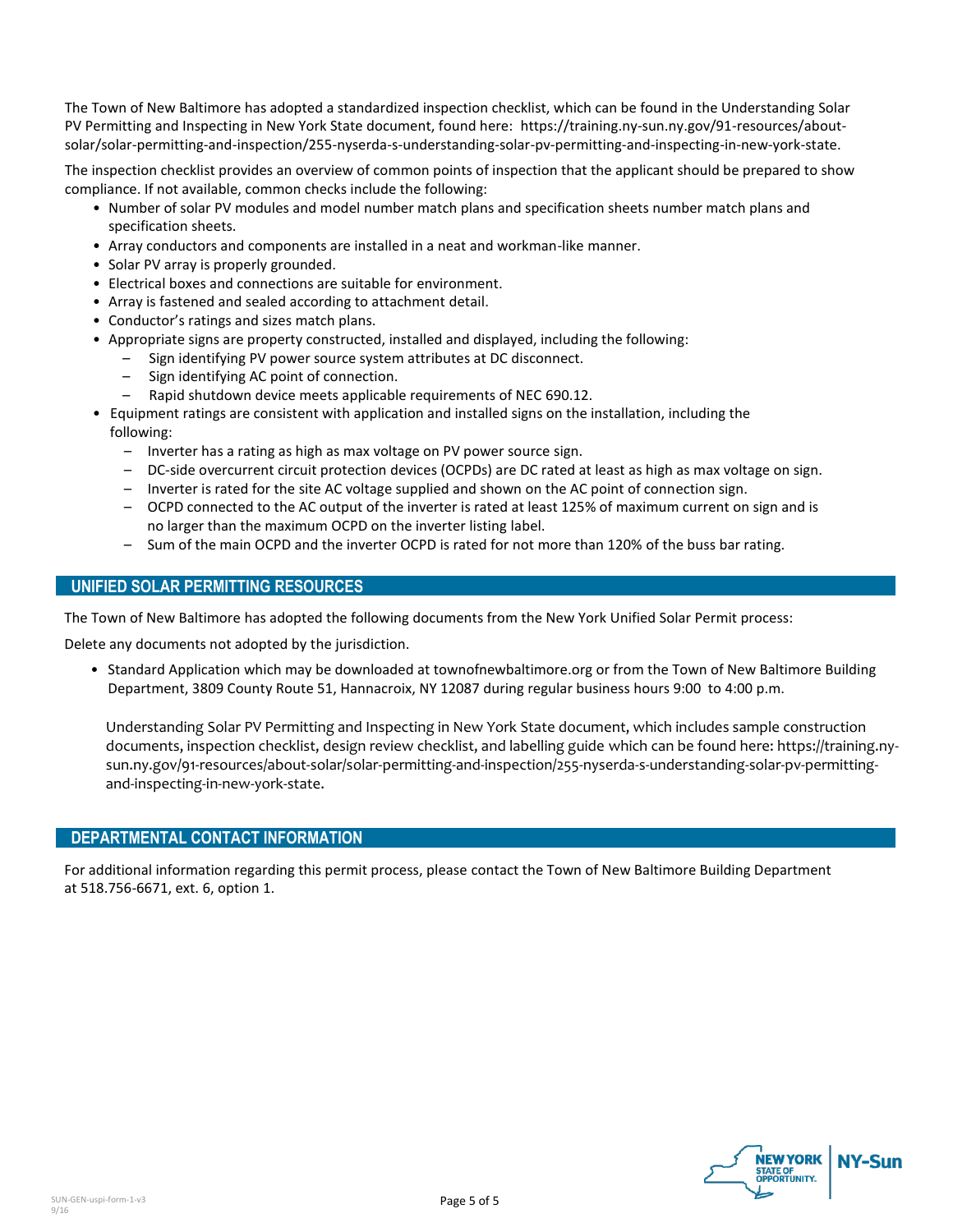The Town of New Baltimore has adopted a standardized inspection checklist, which can be found in the Understanding Solar PV Permitting and Inspecting in New York State document, found here: https://training.ny-sun.ny.gov/91-resources/about-solar/solar-permitting-and-inspection/255-nyserda-s-understanding-solar-pv-permitting-and-inspecting-in-new-york-state.

The inspection checklist provides an overview of common points of inspection that the applicant should be prepared to show compliance. If not available, common checks include the following:

- Number of solar PV modules and model number match plans and specification sheets number match plans and specification sheets.
- Array conductors and components are installed in a neat and workman-like manner.
- Solar PV array is properly grounded.
- Electrical boxes and connections are suitable for environment.
- Array is fastened and sealed according to attachment detail.
- Conductor's ratings and sizes match plans.
- Appropriate signs are property constructed, installed and displayed, including the following:
  - Sign identifying PV power source system attributes at DC disconnect.
  - Sign identifying AC point of connection.
  - Rapid shutdown device meets applicable requirements of NEC 690.12.
- Equipment ratings are consistent with application and installed signs on the installation, including the following:
  - Inverter has a rating as high as max voltage on PV power source sign.
  - DC-side overcurrent circuit protection devices (OCPDs) are DC rated at least as high as max voltage on sign.
  - Inverter is rated for the site AC voltage supplied and shown on the AC point of connection sign.
  - OCPD connected to the AC output of the inverter is rated at least 125% of maximum current on sign and is no larger than the maximum OCPD on the inverter listing label.
  - Sum of the main OCPD and the inverter OCPD is rated for not more than 120% of the buss bar rating.

## UNIFIED SOLAR PERMITTING RESOURCES

The Town of New Baltimore has adopted the following documents from the New York Unified Solar Permit process:

Delete any documents not adopted by the jurisdiction.

- Standard Application which may be downloaded at townofnewbaltimore.org or from the Town of New Baltimore Building Department, 3809 County Route 51, Hannacroix, NY 12087 during regular business hours 9:00 to 4:00 p.m.

  Understanding Solar PV Permitting and Inspecting in New York State document, which includes sample construction documents, inspection checklist, design review checklist, and labelling guide which can be found here: https://training.ny-sun.ny.gov/91-resources/about-solar/solar-permitting-and-inspection/255-nyserda-s-understanding-solar-pv-permitting-and-inspecting-in-new-york-state.

## DEPARTMENTAL CONTACT INFORMATION

For additional information regarding this permit process, please contact the Town of New Baltimore Building Department at 518.756-6671, ext. 6, option 1.

SUN-GEN-uspi-form-1-v3
9/16